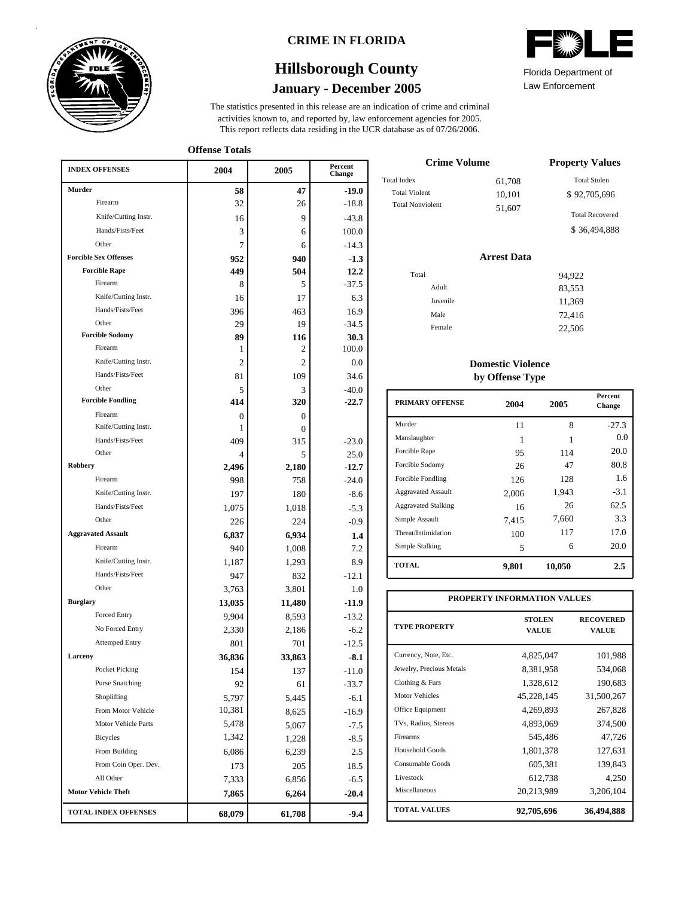CRIME IN FLORIDA

# Hillsborough County

## January - December 2005

Florida Department of Law Enforcement

The statistics presented in this release are an indication of crime and criminal activities known to, and reported by, law enforcement agencies for 2005. This report reflects data residing in the UCR database as of 07/26/2006.

### Offense Totals

| INDEX OFFENSES | 2004 | 2005 | Percent Change |
|---|---|---|---|
| **Murder** | **58** | **47** | **-19.0** |
| Firearm | 32 | 26 | -18.8 |
| Knife/Cutting Instr. | 16 | 9 | -43.8 |
| Hands/Fists/Feet | 3 | 6 | 100.0 |
| Other | 7 | 6 | -14.3 |
| **Forcible Sex Offenses** | **952** | **940** | **-1.3** |
| **Forcible Rape** | **449** | **504** | **12.2** |
| Firearm | 8 | 5 | -37.5 |
| Knife/Cutting Instr. | 16 | 17 | 6.3 |
| Hands/Fists/Feet | 396 | 463 | 16.9 |
| Other | 29 | 19 | -34.5 |
| **Forcible Sodomy** | **89** | **116** | **30.3** |
| Firearm | 1 | 2 | 100.0 |
| Knife/Cutting Instr. | 2 | 2 | 0.0 |
| Hands/Fists/Feet | 81 | 109 | 34.6 |
| Other | 5 | 3 | -40.0 |
| **Forcible Fondling** | **414** | **320** | **-22.7** |
| Firearm | 0 | 0 | |
| Knife/Cutting Instr. | 1 | 0 | |
| Hands/Fists/Feet | 409 | 315 | -23.0 |
| Other | 4 | 5 | 25.0 |
| **Robbery** | **2,496** | **2,180** | **-12.7** |
| Firearm | 998 | 758 | -24.0 |
| Knife/Cutting Instr. | 197 | 180 | -8.6 |
| Hands/Fists/Feet | 1,075 | 1,018 | -5.3 |
| Other | 226 | 224 | -0.9 |
| **Aggravated Assault** | **6,837** | **6,934** | **1.4** |
| Firearm | 940 | 1,008 | 7.2 |
| Knife/Cutting Instr. | 1,187 | 1,293 | 8.9 |
| Hands/Fists/Feet | 947 | 832 | -12.1 |
| Other | 3,763 | 3,801 | 1.0 |
| **Burglary** | **13,035** | **11,480** | **-11.9** |
| Forced Entry | 9,904 | 8,593 | -13.2 |
| No Forced Entry | 2,330 | 2,186 | -6.2 |
| Attemped Entry | 801 | 701 | -12.5 |
| **Larceny** | **36,836** | **33,863** | **-8.1** |
| Pocket Picking | 154 | 137 | -11.0 |
| Purse Snatching | 92 | 61 | -33.7 |
| Shoplifting | 5,797 | 5,445 | -6.1 |
| From Motor Vehicle | 10,381 | 8,625 | -16.9 |
| Motor Vehicle Parts | 5,478 | 5,067 | -7.5 |
| Bicycles | 1,342 | 1,228 | -8.5 |
| From Building | 6,086 | 6,239 | 2.5 |
| From Coin Oper. Dev. | 173 | 205 | 18.5 |
| All Other | 7,333 | 6,856 | -6.5 |
| **Motor Vehicle Theft** | **7,865** | **6,264** | **-20.4** |
| **TOTAL INDEX OFFENSES** | **68,079** | **61,708** | **-9.4** |

### Crime Volume

| | |
|---|---|
| Total Index | 61,708 |
| Total Violent | 10,101 |
| Total Nonviolent | 51,607 |

### Property Values

| | |
|---|---|
| Total Stolen | $ 92,705,696 |
| Total Recovered | $ 36,494,888 |

### Arrest Data

| | |
|---|---|
| Total | 94,922 |
| Adult | 83,553 |
| Juvenile | 11,369 |
| Male | 72,416 |
| Female | 22,506 |

### Domestic Violence by Offense Type

| PRIMARY OFFENSE | 2004 | 2005 | Percent Change |
|---|---|---|---|
| Murder | 11 | 8 | -27.3 |
| Manslaughter | 1 | 1 | 0.0 |
| Forcible Rape | 95 | 114 | 20.0 |
| Forcible Sodomy | 26 | 47 | 80.8 |
| Forcible Fondling | 126 | 128 | 1.6 |
| Aggravated Assault | 2,006 | 1,943 | -3.1 |
| Aggravated Stalking | 16 | 26 | 62.5 |
| Simple Assault | 7,415 | 7,660 | 3.3 |
| Threat/Intimidation | 100 | 117 | 17.0 |
| Simple Stalking | 5 | 6 | 20.0 |
| **TOTAL** | **9,801** | **10,050** | **2.5** |

### PROPERTY INFORMATION VALUES

| TYPE PROPERTY | STOLEN VALUE | RECOVERED VALUE |
|---|---|---|
| Currency, Note, Etc. | 4,825,047 | 101,988 |
| Jewelry, Precious Metals | 8,381,958 | 534,068 |
| Clothing & Furs | 1,328,612 | 190,683 |
| Motor Vehicles | 45,228,145 | 31,500,267 |
| Office Equipment | 4,269,893 | 267,828 |
| TVs, Radios, Stereos | 4,893,069 | 374,500 |
| Firearms | 545,486 | 47,726 |
| Household Goods | 1,801,378 | 127,631 |
| Consumable Goods | 605,381 | 139,843 |
| Livestock | 612,738 | 4,250 |
| Miscellaneous | 20,213,989 | 3,206,104 |
| **TOTAL VALUES** | **92,705,696** | **36,494,888** |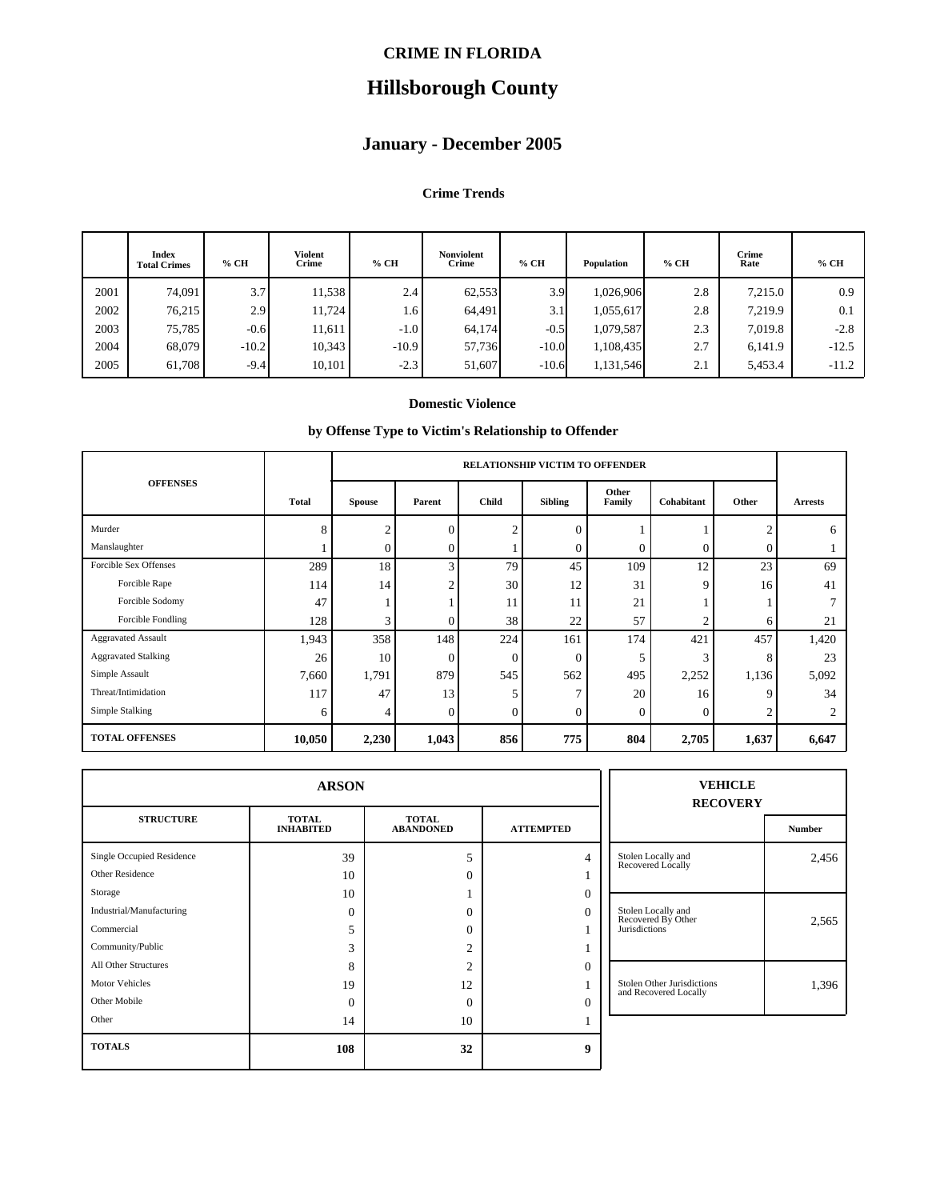**CRIME IN FLORIDA**

# Hillsborough County

## January - December 2005

### Crime Trends

| | Index Total Crimes | % CH | Violent Crime | % CH | Nonviolent Crime | % CH | Population | % CH | Crime Rate | % CH |
|---|---|---|---|---|---|---|---|---|---|---|
| 2001 | 74,091 | 3.7 | 11,538 | 2.4 | 62,553 | 3.9 | 1,026,906 | 2.8 | 7,215.0 | 0.9 |
| 2002 | 76,215 | 2.9 | 11,724 | 1.6 | 64,491 | 3.1 | 1,055,617 | 2.8 | 7,219.9 | 0.1 |
| 2003 | 75,785 | -0.6 | 11,611 | -1.0 | 64,174 | -0.5 | 1,079,587 | 2.3 | 7,019.8 | -2.8 |
| 2004 | 68,079 | -10.2 | 10,343 | -10.9 | 57,736 | -10.0 | 1,108,435 | 2.7 | 6,141.9 | -12.5 |
| 2005 | 61,708 | -9.4 | 10,101 | -2.3 | 51,607 | -10.6 | 1,131,546 | 2.1 | 5,453.4 | -11.2 |

### Domestic Violence

### by Offense Type to Victim's Relationship to Offender

| OFFENSES | | RELATIONSHIP VICTIM TO OFFENDER | | | | | | | |
|---|---|---|---|---|---|---|---|---|---|
| | Total | Spouse | Parent | Child | Sibling | Other Family | Cohabitant | Other | Arrests |
| Murder | 8 | 2 | 0 | 2 | 0 | 1 | 1 | 2 | 6 |
| Manslaughter | 1 | 0 | 0 | 1 | 0 | 0 | 0 | 0 | 1 |
| Forcible Sex Offenses | 289 | 18 | 3 | 79 | 45 | 109 | 12 | 23 | 69 |
| Forcible Rape | 114 | 14 | 2 | 30 | 12 | 31 | 9 | 16 | 41 |
| Forcible Sodomy | 47 | 1 | 1 | 11 | 11 | 21 | 1 | 1 | 7 |
| Forcible Fondling | 128 | 3 | 0 | 38 | 22 | 57 | 2 | 6 | 21 |
| Aggravated Assault | 1,943 | 358 | 148 | 224 | 161 | 174 | 421 | 457 | 1,420 |
| Aggravated Stalking | 26 | 10 | 0 | 0 | 0 | 5 | 3 | 8 | 23 |
| Simple Assault | 7,660 | 1,791 | 879 | 545 | 562 | 495 | 2,252 | 1,136 | 5,092 |
| Threat/Intimidation | 117 | 47 | 13 | 5 | 7 | 20 | 16 | 9 | 34 |
| Simple Stalking | 6 | 4 | 0 | 0 | 0 | 0 | 0 | 2 | 2 |
| **TOTAL OFFENSES** | **10,050** | **2,230** | **1,043** | **856** | **775** | **804** | **2,705** | **1,637** | **6,647** |

### ARSON

| STRUCTURE | TOTAL INHABITED | TOTAL ABANDONED | ATTEMPTED |
|---|---|---|---|
| Single Occupied Residence | 39 | 5 | 4 |
| Other Residence | 10 | 0 | 1 |
| Storage | 10 | 1 | 0 |
| Industrial/Manufacturing | 0 | 0 | 0 |
| Commercial | 5 | 0 | 1 |
| Community/Public | 3 | 2 | 1 |
| All Other Structures | 8 | 2 | 0 |
| Motor Vehicles | 19 | 12 | 1 |
| Other Mobile | 0 | 0 | 0 |
| Other | 14 | 10 | 1 |
| **TOTALS** | **108** | **32** | **9** |

### VEHICLE RECOVERY

| | Number |
|---|---|
| Stolen Locally and Recovered Locally | 2,456 |
| Stolen Locally and Recovered By Other Jurisdictions | 2,565 |
| Stolen Other Jurisdictions and Recovered Locally | 1,396 |